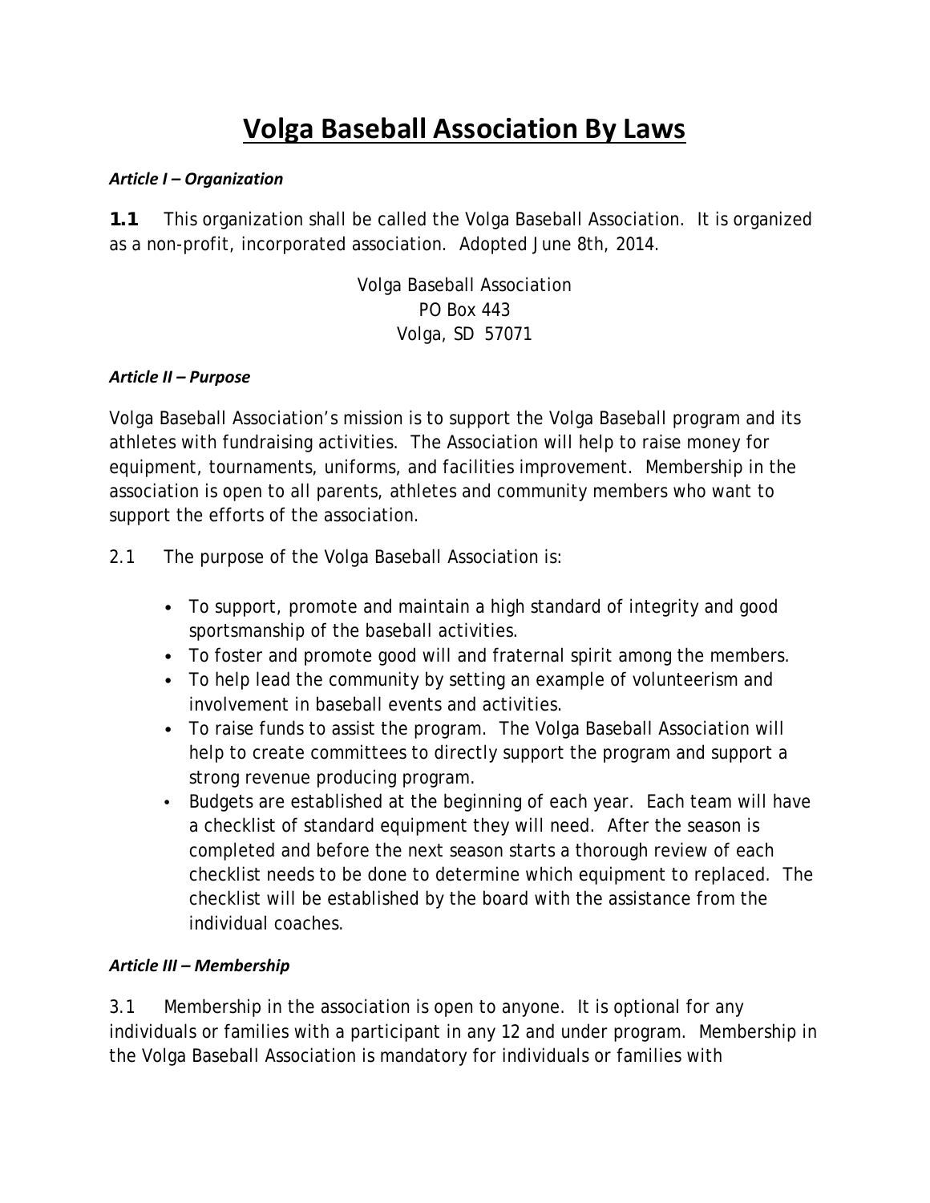# Volga Baseball Association By Laws

***Article I – Organization***

**1.1** This organization shall be called the Volga Baseball Association. It is organized as a non-profit, incorporated association. Adopted June 8th, 2014.

Volga Baseball Association
PO Box 443
Volga, SD 57071

***Article II – Purpose***

Volga Baseball Association's mission is to support the Volga Baseball program and its athletes with fundraising activities. The Association will help to raise money for equipment, tournaments, uniforms, and facilities improvement. Membership in the association is open to all parents, athletes and community members who want to support the efforts of the association.

2.1 The purpose of the Volga Baseball Association is:

- To support, promote and maintain a high standard of integrity and good sportsmanship of the baseball activities.
- To foster and promote good will and fraternal spirit among the members.
- To help lead the community by setting an example of volunteerism and involvement in baseball events and activities.
- To raise funds to assist the program. The Volga Baseball Association will help to create committees to directly support the program and support a strong revenue producing program.
- Budgets are established at the beginning of each year. Each team will have a checklist of standard equipment they will need. After the season is completed and before the next season starts a thorough review of each checklist needs to be done to determine which equipment to replaced. The checklist will be established by the board with the assistance from the individual coaches.

***Article III – Membership***

3.1 Membership in the association is open to anyone. It is optional for any individuals or families with a participant in any 12 and under program. Membership in the Volga Baseball Association is mandatory for individuals or families with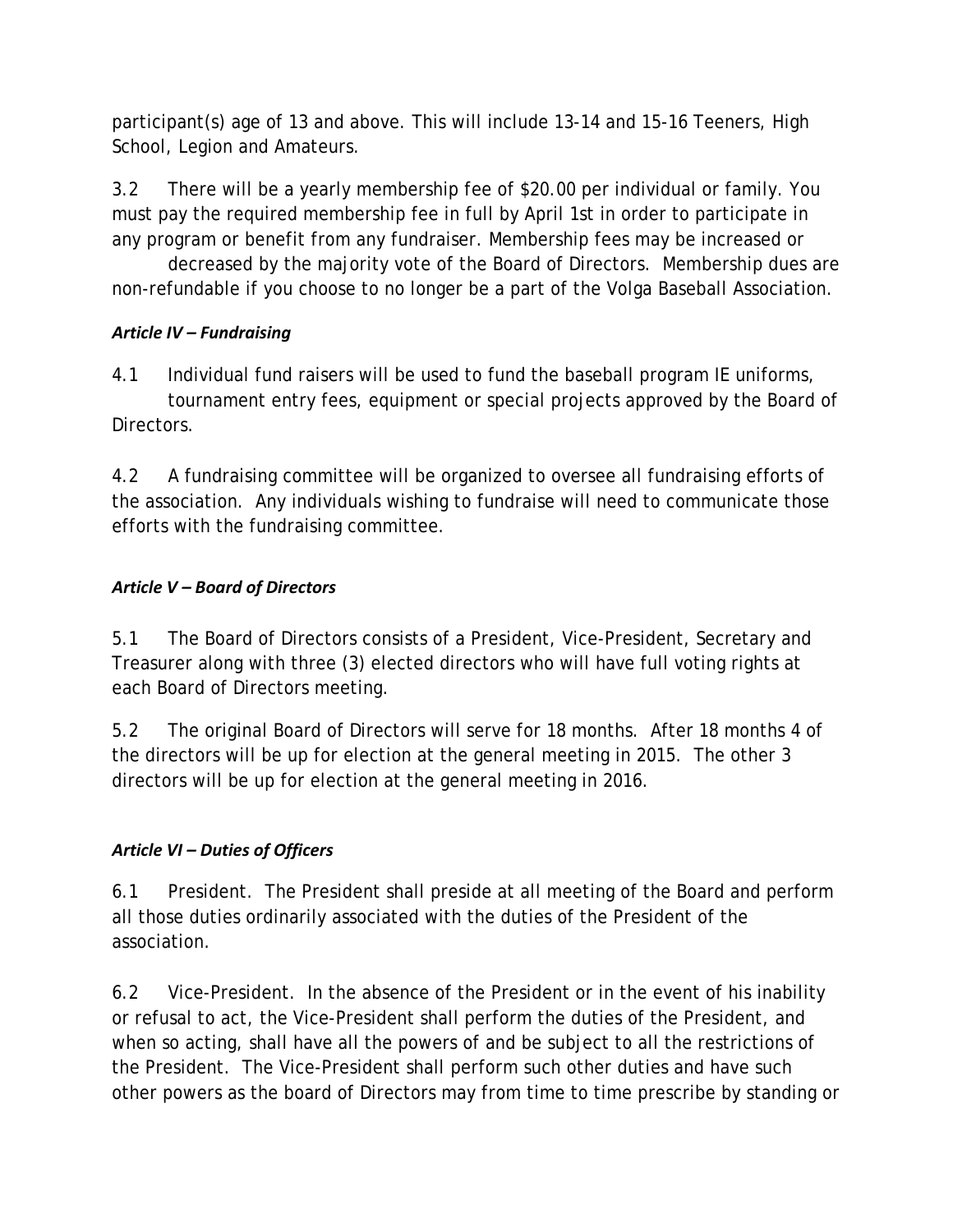participant(s) age of 13 and above. This will include 13-14 and 15-16 Teeners, High School, Legion and Amateurs.

3.2 There will be a yearly membership fee of $20.00 per individual or family. You must pay the required membership fee in full by April 1st in order to participate in any program or benefit from any fundraiser. Membership fees may be increased or decreased by the majority vote of the Board of Directors. Membership dues are non-refundable if you choose to no longer be a part of the Volga Baseball Association.

### *Article IV – Fundraising*

4.1 Individual fund raisers will be used to fund the baseball program IE uniforms, tournament entry fees, equipment or special projects approved by the Board of Directors.

4.2 A fundraising committee will be organized to oversee all fundraising efforts of the association. Any individuals wishing to fundraise will need to communicate those efforts with the fundraising committee.

### *Article V – Board of Directors*

5.1 The Board of Directors consists of a President, Vice-President, Secretary and Treasurer along with three (3) elected directors who will have full voting rights at each Board of Directors meeting.

5.2 The original Board of Directors will serve for 18 months. After 18 months 4 of the directors will be up for election at the general meeting in 2015. The other 3 directors will be up for election at the general meeting in 2016.

### *Article VI – Duties of Officers*

6.1 President. The President shall preside at all meeting of the Board and perform all those duties ordinarily associated with the duties of the President of the association.

6.2 Vice-President. In the absence of the President or in the event of his inability or refusal to act, the Vice-President shall perform the duties of the President, and when so acting, shall have all the powers of and be subject to all the restrictions of the President. The Vice-President shall perform such other duties and have such other powers as the board of Directors may from time to time prescribe by standing or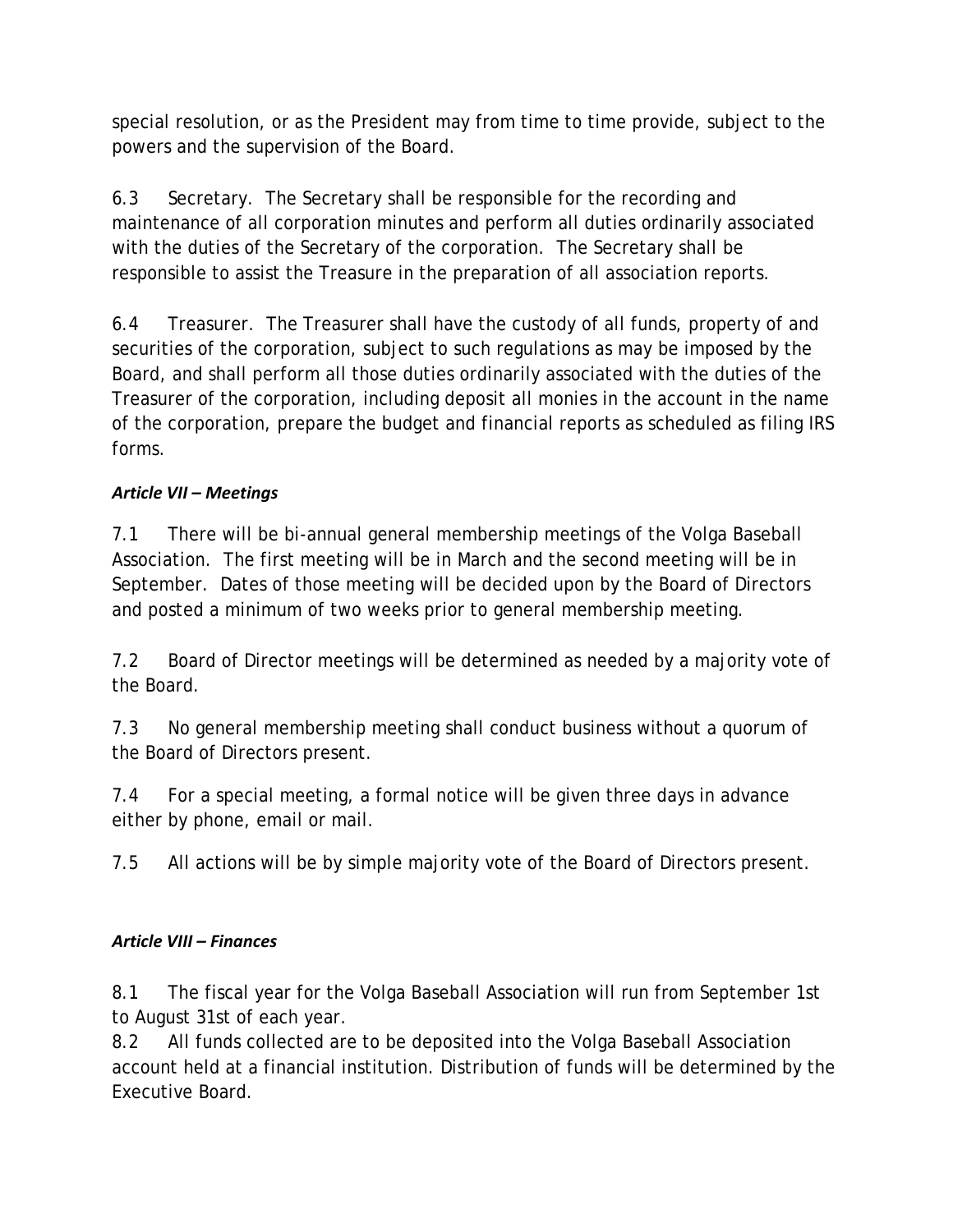special resolution, or as the President may from time to time provide, subject to the powers and the supervision of the Board.

6.3 Secretary. The Secretary shall be responsible for the recording and maintenance of all corporation minutes and perform all duties ordinarily associated with the duties of the Secretary of the corporation. The Secretary shall be responsible to assist the Treasure in the preparation of all association reports.

6.4 Treasurer. The Treasurer shall have the custody of all funds, property of and securities of the corporation, subject to such regulations as may be imposed by the Board, and shall perform all those duties ordinarily associated with the duties of the Treasurer of the corporation, including deposit all monies in the account in the name of the corporation, prepare the budget and financial reports as scheduled as filing IRS forms.

***Article VII – Meetings***

7.1 There will be bi-annual general membership meetings of the Volga Baseball Association. The first meeting will be in March and the second meeting will be in September. Dates of those meeting will be decided upon by the Board of Directors and posted a minimum of two weeks prior to general membership meeting.

7.2 Board of Director meetings will be determined as needed by a majority vote of the Board.

7.3 No general membership meeting shall conduct business without a quorum of the Board of Directors present.

7.4 For a special meeting, a formal notice will be given three days in advance either by phone, email or mail.

7.5 All actions will be by simple majority vote of the Board of Directors present.

***Article VIII – Finances***

8.1 The fiscal year for the Volga Baseball Association will run from September 1st to August 31st of each year.

8.2 All funds collected are to be deposited into the Volga Baseball Association account held at a financial institution. Distribution of funds will be determined by the Executive Board.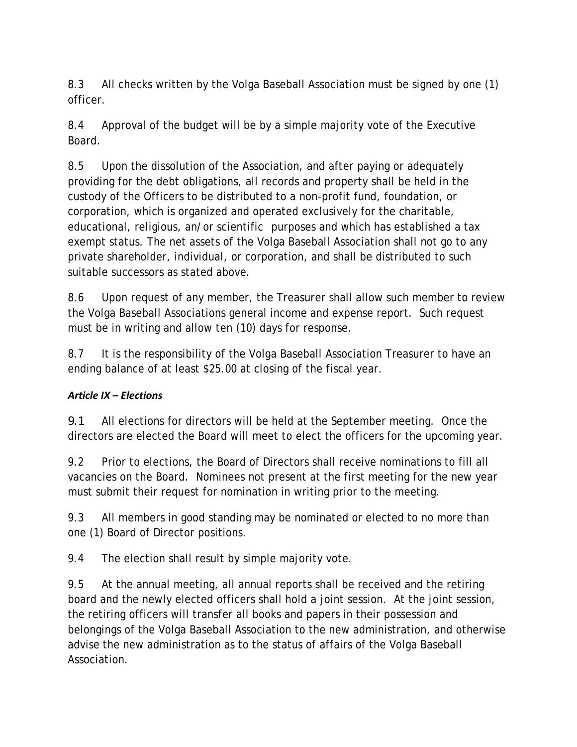8.3 All checks written by the Volga Baseball Association must be signed by one (1) officer.

8.4 Approval of the budget will be by a simple majority vote of the Executive Board.

8.5 Upon the dissolution of the Association, and after paying or adequately providing for the debt obligations, all records and property shall be held in the custody of the Officers to be distributed to a non-profit fund, foundation, or corporation, which is organized and operated exclusively for the charitable, educational, religious, an/or scientific purposes and which has established a tax exempt status. The net assets of the Volga Baseball Association shall not go to any private shareholder, individual, or corporation, and shall be distributed to such suitable successors as stated above.

8.6 Upon request of any member, the Treasurer shall allow such member to review the Volga Baseball Associations general income and expense report. Such request must be in writing and allow ten (10) days for response.

8.7 It is the responsibility of the Volga Baseball Association Treasurer to have an ending balance of at least $25.00 at closing of the fiscal year.

***Article IX – Elections***

9.1 All elections for directors will be held at the September meeting. Once the directors are elected the Board will meet to elect the officers for the upcoming year.

9.2 Prior to elections, the Board of Directors shall receive nominations to fill all vacancies on the Board. Nominees not present at the first meeting for the new year must submit their request for nomination in writing prior to the meeting.

9.3 All members in good standing may be nominated or elected to no more than one (1) Board of Director positions.

9.4 The election shall result by simple majority vote.

9.5 At the annual meeting, all annual reports shall be received and the retiring board and the newly elected officers shall hold a joint session. At the joint session, the retiring officers will transfer all books and papers in their possession and belongings of the Volga Baseball Association to the new administration, and otherwise advise the new administration as to the status of affairs of the Volga Baseball Association.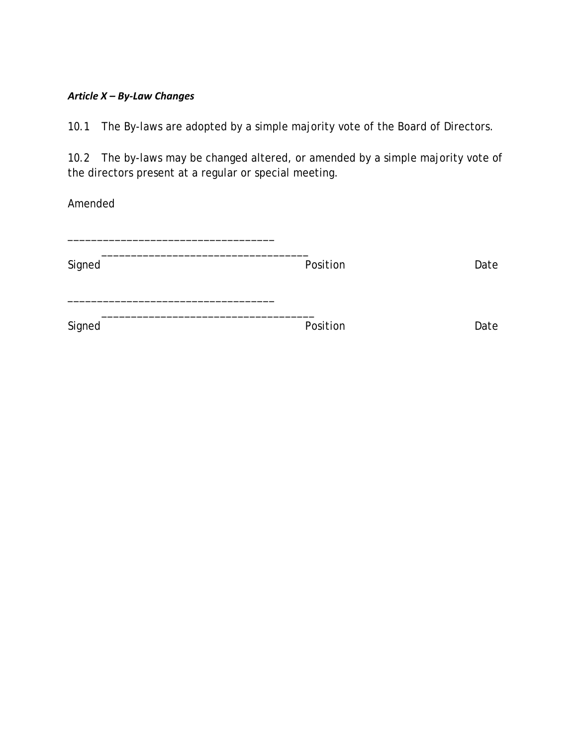***Article X – By-Law Changes***

10.1 The By-laws are adopted by a simple majority vote of the Board of Directors.

10.2 The by-laws may be changed altered, or amended by a simple majority vote of the directors present at a regular or special meeting.

Amended

___________________________________ ___________________________________

Signed Position Date

___________________________________ ____________________________________

Signed Position Date